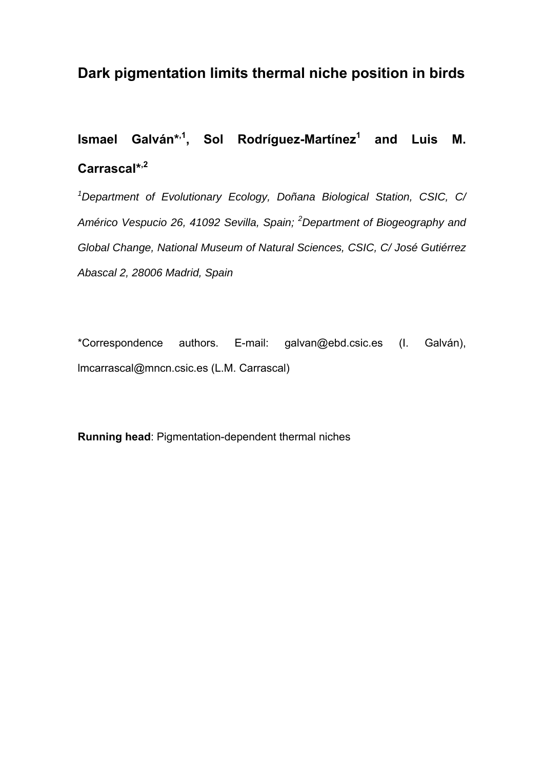# Dark pigmentation limits thermal niche position in birds

**Ismael Galván\*[,1], Sol Rodríguez-Martínez[1] and Luis M. Carrascal\*[,2]**

*[1]Department of Evolutionary Ecology, Doñana Biological Station, CSIC, C/ Américo Vespucio 26, 41092 Sevilla, Spain; [2]Department of Biogeography and Global Change, National Museum of Natural Sciences, CSIC, C/ José Gutiérrez Abascal 2, 28006 Madrid, Spain*

\*Correspondence authors. E-mail: galvan@ebd.csic.es (I. Galván), lmcarrascal@mncn.csic.es (L.M. Carrascal)

**Running head**: Pigmentation-dependent thermal niches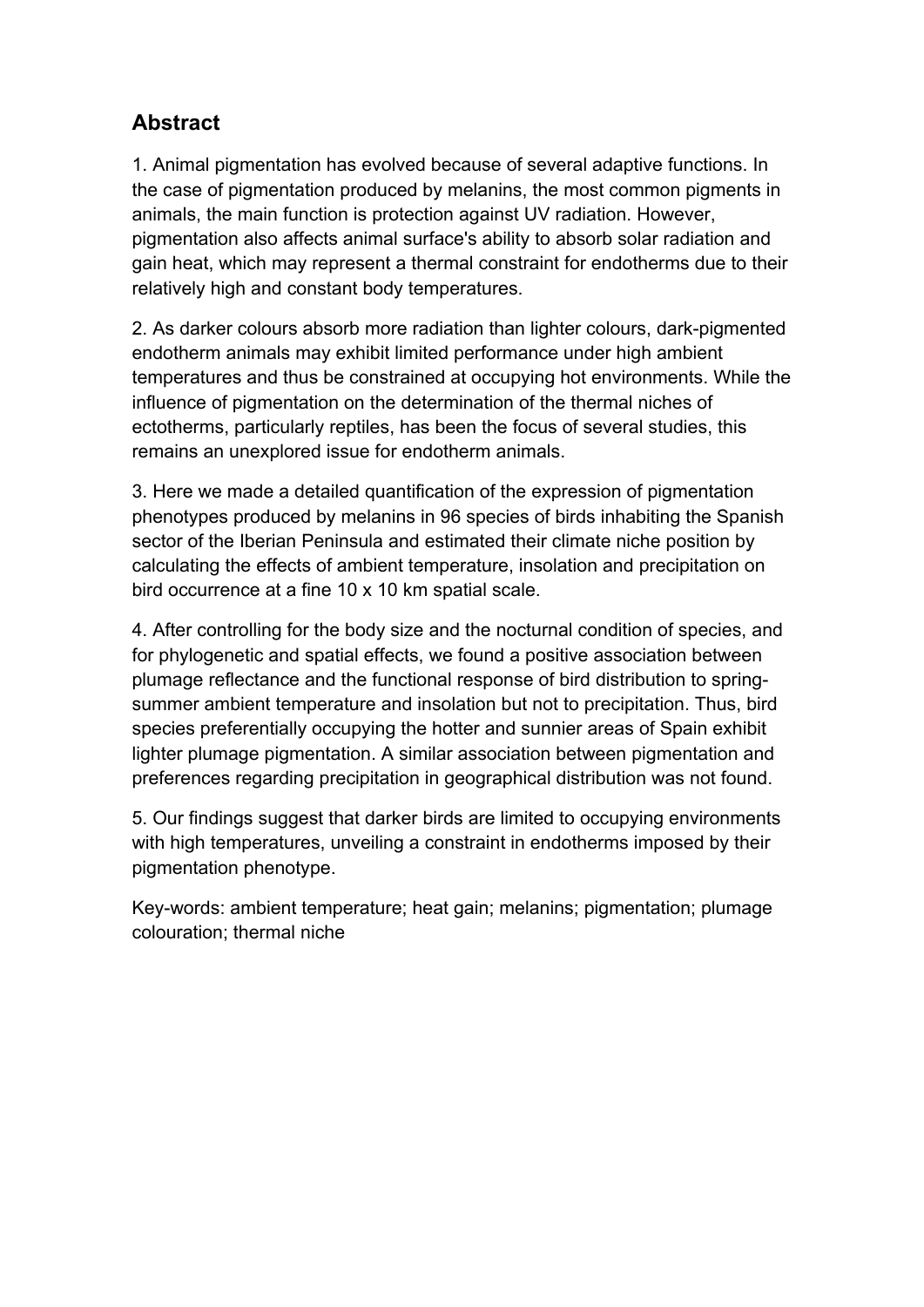## Abstract

1. Animal pigmentation has evolved because of several adaptive functions. In the case of pigmentation produced by melanins, the most common pigments in animals, the main function is protection against UV radiation. However, pigmentation also affects animal surface's ability to absorb solar radiation and gain heat, which may represent a thermal constraint for endotherms due to their relatively high and constant body temperatures.

2. As darker colours absorb more radiation than lighter colours, dark-pigmented endotherm animals may exhibit limited performance under high ambient temperatures and thus be constrained at occupying hot environments. While the influence of pigmentation on the determination of the thermal niches of ectotherms, particularly reptiles, has been the focus of several studies, this remains an unexplored issue for endotherm animals.

3. Here we made a detailed quantification of the expression of pigmentation phenotypes produced by melanins in 96 species of birds inhabiting the Spanish sector of the Iberian Peninsula and estimated their climate niche position by calculating the effects of ambient temperature, insolation and precipitation on bird occurrence at a fine 10 x 10 km spatial scale.

4. After controlling for the body size and the nocturnal condition of species, and for phylogenetic and spatial effects, we found a positive association between plumage reflectance and the functional response of bird distribution to spring-summer ambient temperature and insolation but not to precipitation. Thus, bird species preferentially occupying the hotter and sunnier areas of Spain exhibit lighter plumage pigmentation. A similar association between pigmentation and preferences regarding precipitation in geographical distribution was not found.

5. Our findings suggest that darker birds are limited to occupying environments with high temperatures, unveiling a constraint in endotherms imposed by their pigmentation phenotype.

Key-words: ambient temperature; heat gain; melanins; pigmentation; plumage colouration; thermal niche